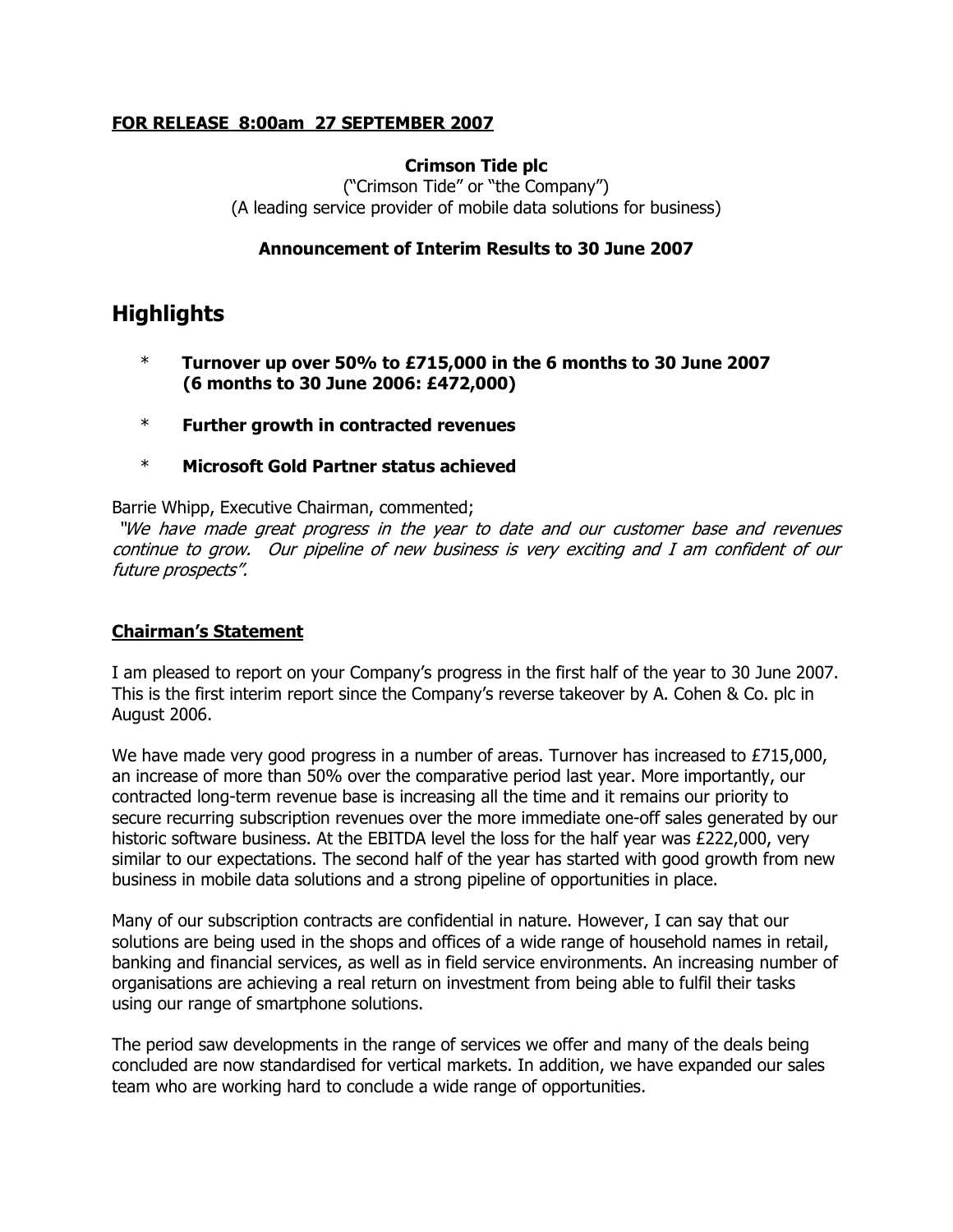**FOR RELEASE 8:00am 27 SEPTEMBER 2007**

**Crimson Tide plc**

("Crimson Tide" or "the Company")

(A leading service provider of mobile data solutions for business)

**Announcement of Interim Results to 30 June 2007**

# Highlights

- **Turnover up over 50% to £715,000 in the 6 months to 30 June 2007 (6 months to 30 June 2006: £472,000)**
- **Further growth in contracted revenues**
- **Microsoft Gold Partner status achieved**

Barrie Whipp, Executive Chairman, commented;

*"We have made great progress in the year to date and our customer base and revenues continue to grow. Our pipeline of new business is very exciting and I am confident of our future prospects".*

## Chairman's Statement

I am pleased to report on your Company's progress in the first half of the year to 30 June 2007. This is the first interim report since the Company's reverse takeover by A. Cohen & Co. plc in August 2006.

We have made very good progress in a number of areas. Turnover has increased to £715,000, an increase of more than 50% over the comparative period last year. More importantly, our contracted long-term revenue base is increasing all the time and it remains our priority to secure recurring subscription revenues over the more immediate one-off sales generated by our historic software business. At the EBITDA level the loss for the half year was £222,000, very similar to our expectations. The second half of the year has started with good growth from new business in mobile data solutions and a strong pipeline of opportunities in place.

Many of our subscription contracts are confidential in nature. However, I can say that our solutions are being used in the shops and offices of a wide range of household names in retail, banking and financial services, as well as in field service environments. An increasing number of organisations are achieving a real return on investment from being able to fulfil their tasks using our range of smartphone solutions.

The period saw developments in the range of services we offer and many of the deals being concluded are now standardised for vertical markets. In addition, we have expanded our sales team who are working hard to conclude a wide range of opportunities.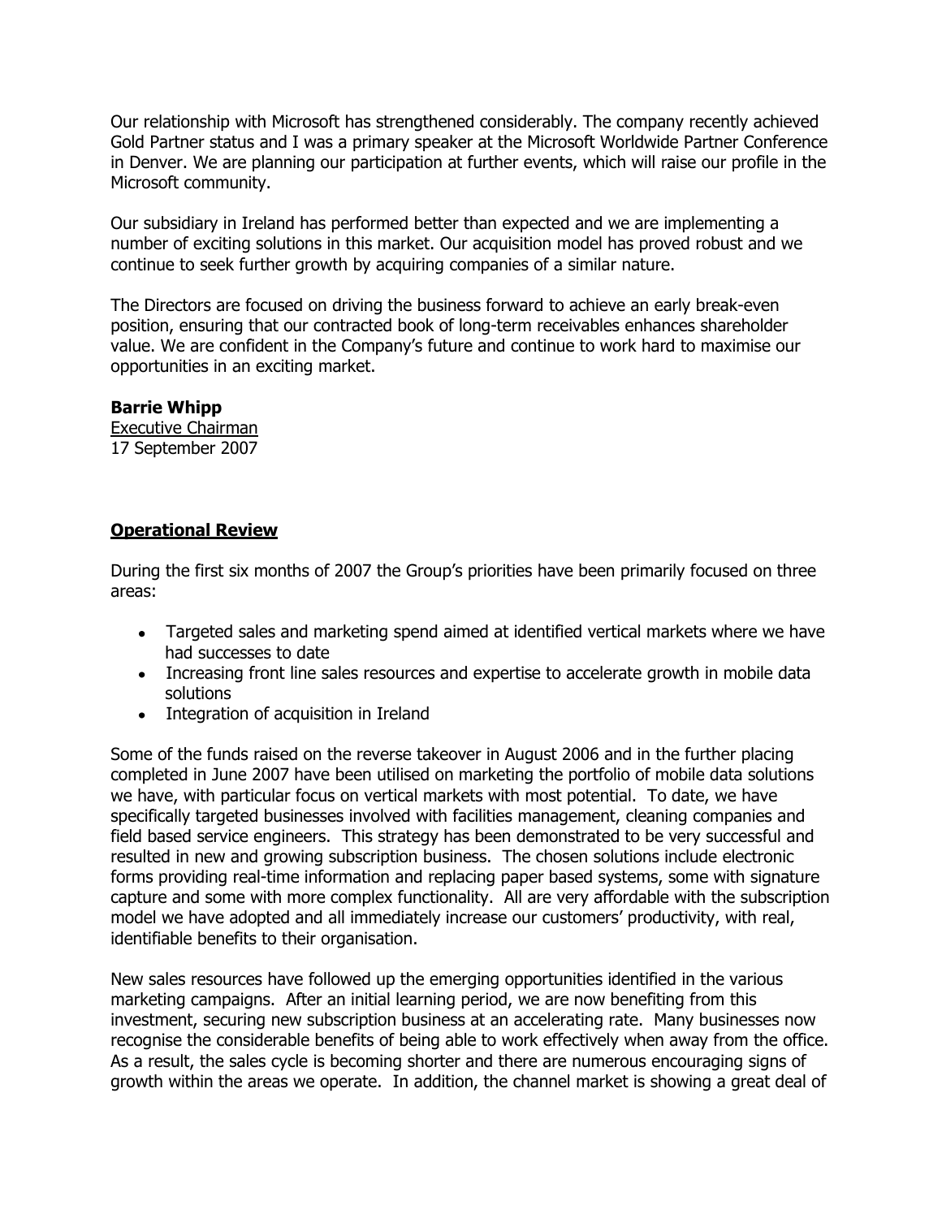Our relationship with Microsoft has strengthened considerably. The company recently achieved Gold Partner status and I was a primary speaker at the Microsoft Worldwide Partner Conference in Denver. We are planning our participation at further events, which will raise our profile in the Microsoft community.

Our subsidiary in Ireland has performed better than expected and we are implementing a number of exciting solutions in this market. Our acquisition model has proved robust and we continue to seek further growth by acquiring companies of a similar nature.

The Directors are focused on driving the business forward to achieve an early break-even position, ensuring that our contracted book of long-term receivables enhances shareholder value. We are confident in the Company's future and continue to work hard to maximise our opportunities in an exciting market.

**Barrie Whipp**
Executive Chairman
17 September 2007

## Operational Review

During the first six months of 2007 the Group's priorities have been primarily focused on three areas:

- Targeted sales and marketing spend aimed at identified vertical markets where we have had successes to date
- Increasing front line sales resources and expertise to accelerate growth in mobile data solutions
- Integration of acquisition in Ireland

Some of the funds raised on the reverse takeover in August 2006 and in the further placing completed in June 2007 have been utilised on marketing the portfolio of mobile data solutions we have, with particular focus on vertical markets with most potential. To date, we have specifically targeted businesses involved with facilities management, cleaning companies and field based service engineers. This strategy has been demonstrated to be very successful and resulted in new and growing subscription business. The chosen solutions include electronic forms providing real-time information and replacing paper based systems, some with signature capture and some with more complex functionality. All are very affordable with the subscription model we have adopted and all immediately increase our customers' productivity, with real, identifiable benefits to their organisation.

New sales resources have followed up the emerging opportunities identified in the various marketing campaigns. After an initial learning period, we are now benefiting from this investment, securing new subscription business at an accelerating rate. Many businesses now recognise the considerable benefits of being able to work effectively when away from the office. As a result, the sales cycle is becoming shorter and there are numerous encouraging signs of growth within the areas we operate. In addition, the channel market is showing a great deal of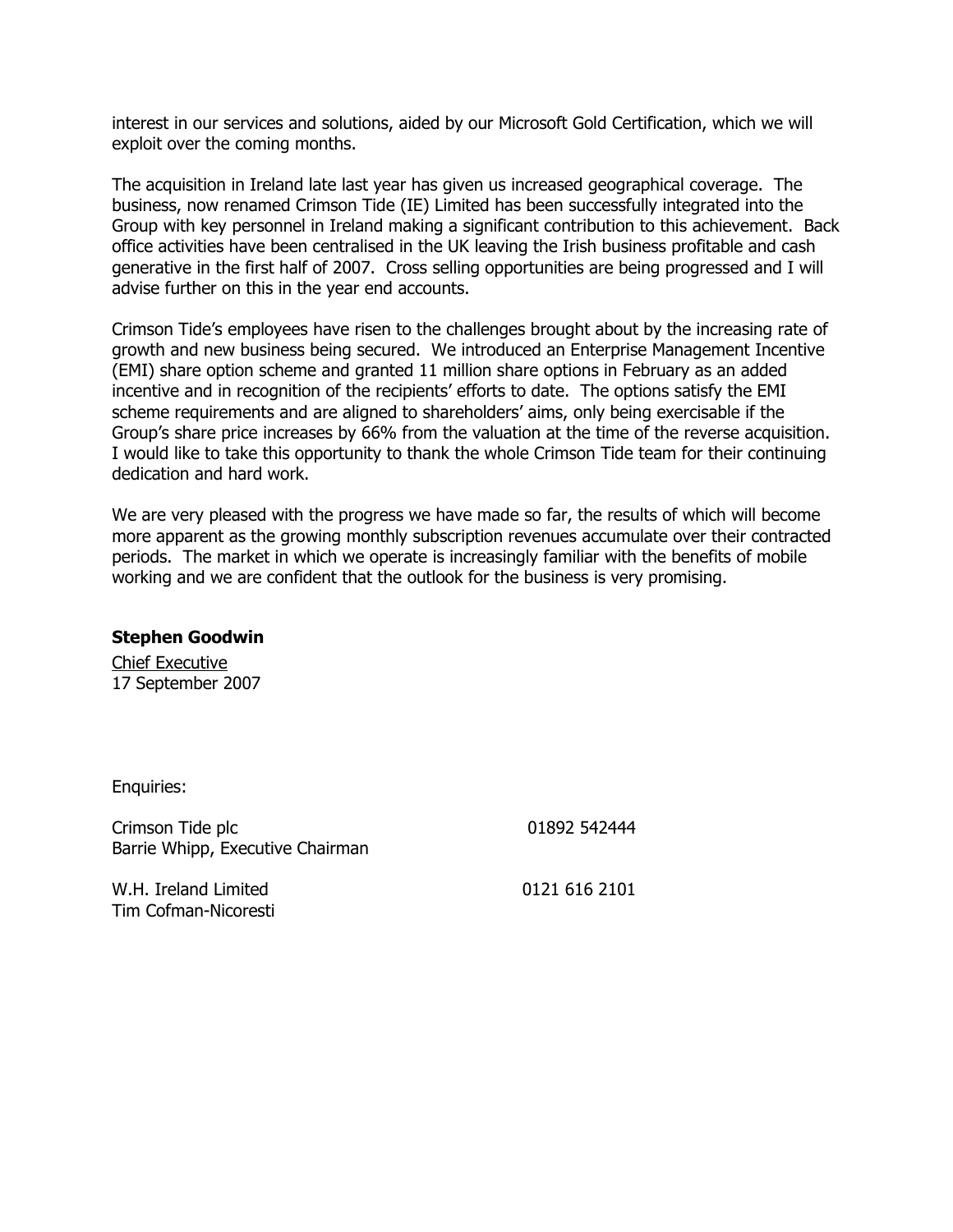interest in our services and solutions, aided by our Microsoft Gold Certification, which we will exploit over the coming months.

The acquisition in Ireland late last year has given us increased geographical coverage. The business, now renamed Crimson Tide (IE) Limited has been successfully integrated into the Group with key personnel in Ireland making a significant contribution to this achievement. Back office activities have been centralised in the UK leaving the Irish business profitable and cash generative in the first half of 2007. Cross selling opportunities are being progressed and I will advise further on this in the year end accounts.

Crimson Tide's employees have risen to the challenges brought about by the increasing rate of growth and new business being secured. We introduced an Enterprise Management Incentive (EMI) share option scheme and granted 11 million share options in February as an added incentive and in recognition of the recipients' efforts to date. The options satisfy the EMI scheme requirements and are aligned to shareholders' aims, only being exercisable if the Group's share price increases by 66% from the valuation at the time of the reverse acquisition. I would like to take this opportunity to thank the whole Crimson Tide team for their continuing dedication and hard work.

We are very pleased with the progress we have made so far, the results of which will become more apparent as the growing monthly subscription revenues accumulate over their contracted periods. The market in which we operate is increasingly familiar with the benefits of mobile working and we are confident that the outlook for the business is very promising.

**Stephen Goodwin**
Chief Executive
17 September 2007

Enquiries:

| | |
|---|---|
| Crimson Tide plc<br>Barrie Whipp, Executive Chairman | 01892 542444 |
| W.H. Ireland Limited<br>Tim Cofman-Nicoresti | 0121 616 2101 |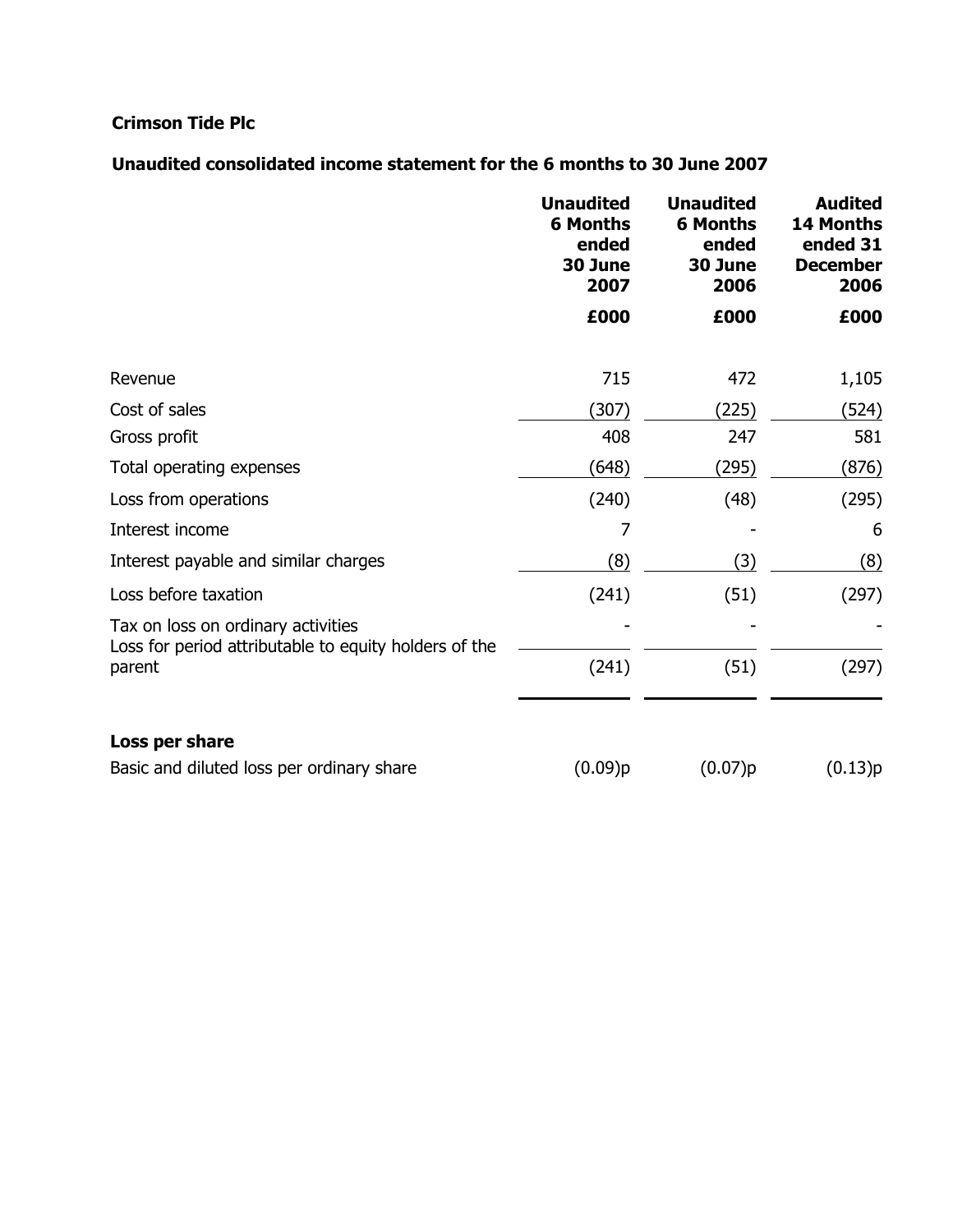**Crimson Tide Plc**

**Unaudited consolidated income statement for the 6 months to 30 June 2007**

| | **Unaudited 6 Months ended 30 June 2007** | **Unaudited 6 Months ended 30 June 2006** | **Audited 14 Months ended 31 December 2006** |
|---|---|---|---|
| | **£000** | **£000** | **£000** |
| Revenue | 715 | 472 | 1,105 |
| Cost of sales | (307) | (225) | (524) |
| Gross profit | 408 | 247 | 581 |
| Total operating expenses | (648) | (295) | (876) |
| Loss from operations | (240) | (48) | (295) |
| Interest income | 7 | - | 6 |
| Interest payable and similar charges | (8) | (3) | (8) |
| Loss before taxation | (241) | (51) | (297) |
| Tax on loss on ordinary activities | - | - | - |
| Loss for period attributable to equity holders of the parent | (241) | (51) | (297) |
| **Loss per share** | | | |
| Basic and diluted loss per ordinary share | (0.09)p | (0.07)p | (0.13)p |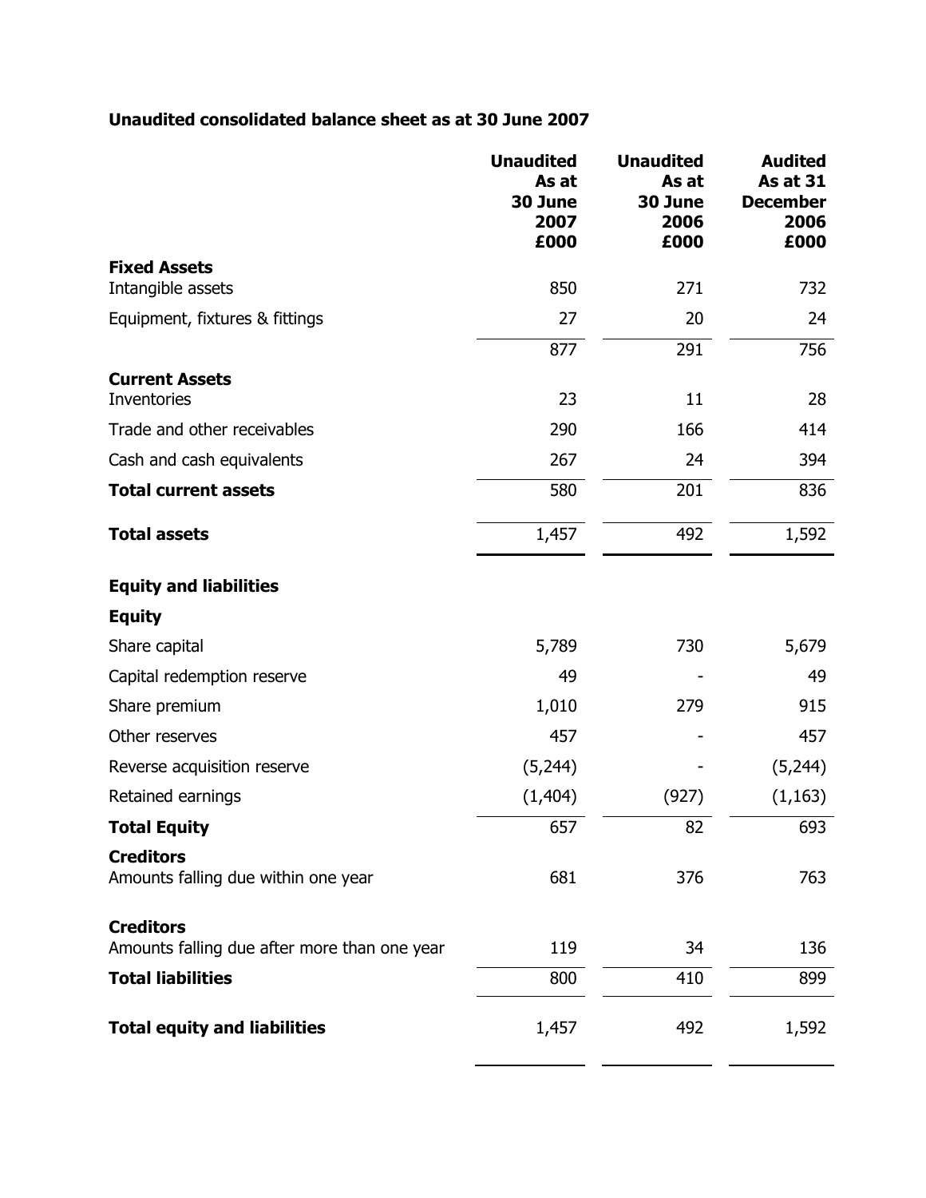## Unaudited consolidated balance sheet as at 30 June 2007

| | Unaudited As at 30 June 2007 £000 | Unaudited As at 30 June 2006 £000 | Audited As at 31 December 2006 £000 |
|---|---|---|---|
| **Fixed Assets** | | | |
| Intangible assets | 850 | 271 | 732 |
| Equipment, fixtures & fittings | 27 | 20 | 24 |
| | 877 | 291 | 756 |
| **Current Assets** | | | |
| Inventories | 23 | 11 | 28 |
| Trade and other receivables | 290 | 166 | 414 |
| Cash and cash equivalents | 267 | 24 | 394 |
| **Total current assets** | 580 | 201 | 836 |
| **Total assets** | 1,457 | 492 | 1,592 |
| **Equity and liabilities** | | | |
| **Equity** | | | |
| Share capital | 5,789 | 730 | 5,679 |
| Capital redemption reserve | 49 | - | 49 |
| Share premium | 1,010 | 279 | 915 |
| Other reserves | 457 | - | 457 |
| Reverse acquisition reserve | (5,244) | - | (5,244) |
| Retained earnings | (1,404) | (927) | (1,163) |
| **Total Equity** | 657 | 82 | 693 |
| **Creditors** | | | |
| Amounts falling due within one year | 681 | 376 | 763 |
| **Creditors** | | | |
| Amounts falling due after more than one year | 119 | 34 | 136 |
| **Total liabilities** | 800 | 410 | 899 |
| **Total equity and liabilities** | 1,457 | 492 | 1,592 |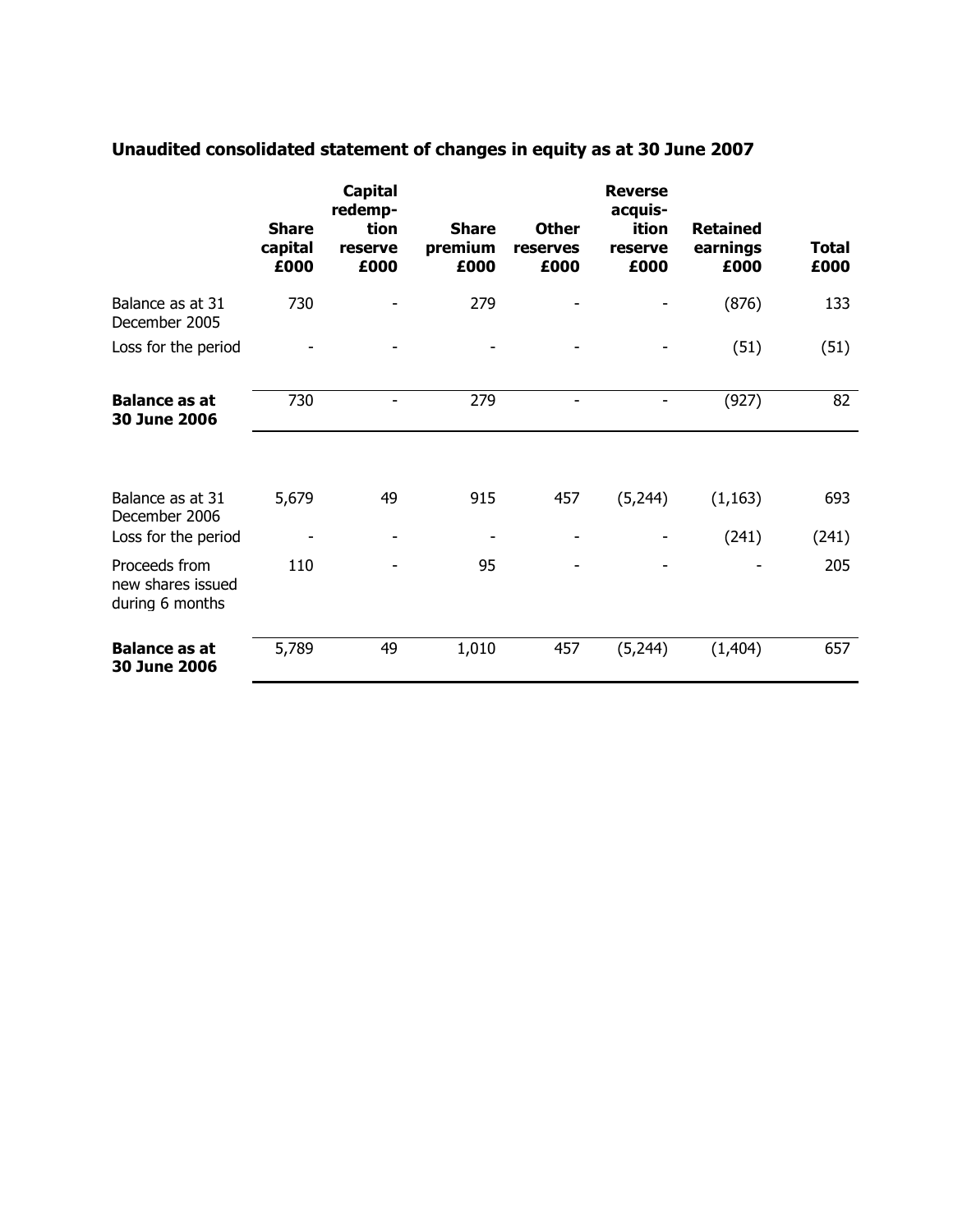## Unaudited consolidated statement of changes in equity as at 30 June 2007

| | Share capital £000 | Capital redemp-tion reserve £000 | Share premium £000 | Other reserves £000 | Reverse acquis-ition reserve £000 | Retained earnings £000 | Total £000 |
|---|---|---|---|---|---|---|---|
| Balance as at 31 December 2005 | 730 | - | 279 | - | - | (876) | 133 |
| Loss for the period | - | - | - | - | - | (51) | (51) |
| **Balance as at 30 June 2006** | 730 | - | 279 | - | - | (927) | 82 |
| | | | | | | | |
| Balance as at 31 December 2006 | 5,679 | 49 | 915 | 457 | (5,244) | (1,163) | 693 |
| Loss for the period | - | - | - | - | - | (241) | (241) |
| Proceeds from new shares issued during 6 months | 110 | - | 95 | - | - | - | 205 |
| **Balance as at 30 June 2006** | 5,789 | 49 | 1,010 | 457 | (5,244) | (1,404) | 657 |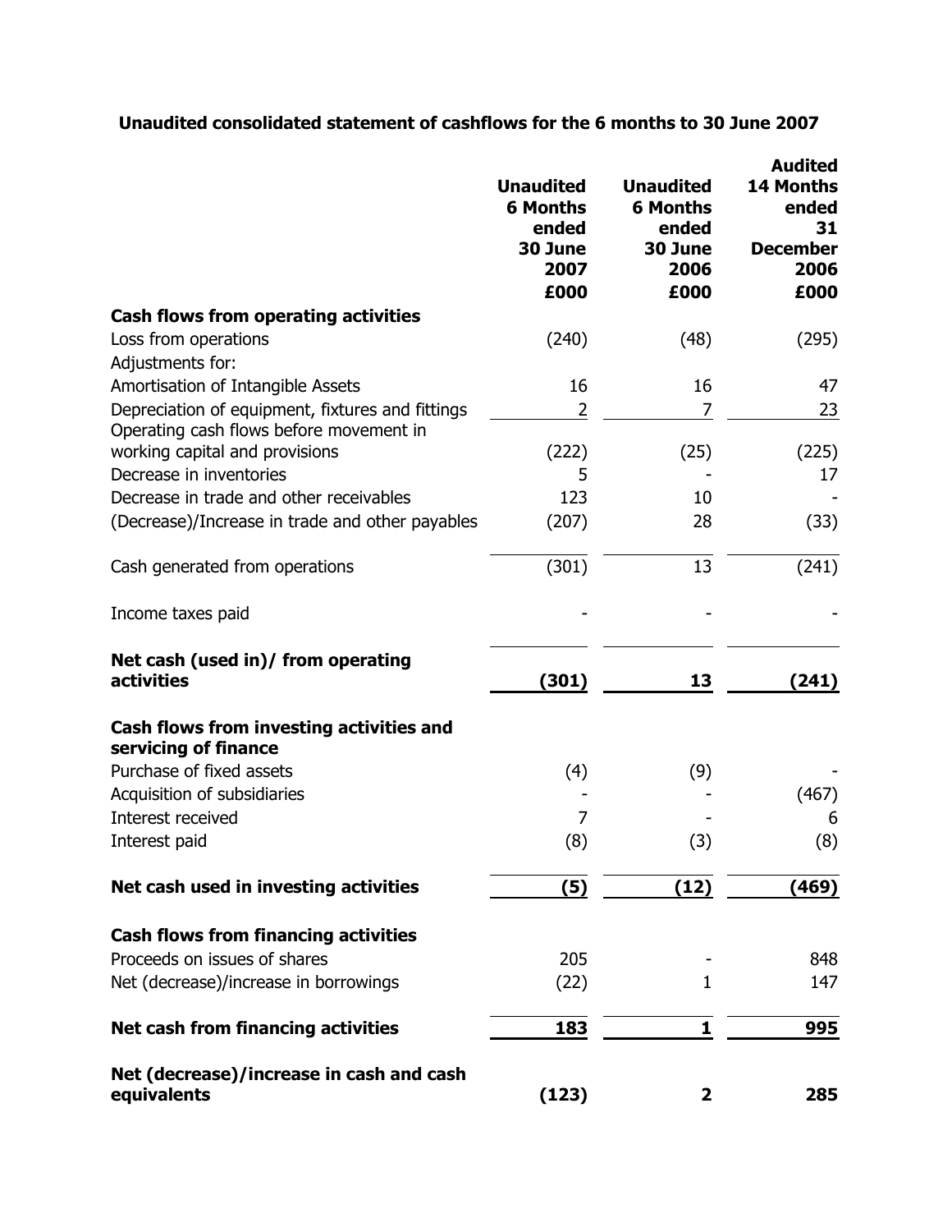**Unaudited consolidated statement of cashflows for the 6 months to 30 June 2007**

| | Unaudited 6 Months ended 30 June 2007 £000 | Unaudited 6 Months ended 30 June 2006 £000 | Audited 14 Months ended 31 December 2006 £000 |
|---|---|---|---|
| **Cash flows from operating activities** | | | |
| Loss from operations | (240) | (48) | (295) |
| Adjustments for: | | | |
| Amortisation of Intangible Assets | 16 | 16 | 47 |
| Depreciation of equipment, fixtures and fittings | 2 | 7 | 23 |
| Operating cash flows before movement in working capital and provisions | (222) | (25) | (225) |
| Decrease in inventories | 5 | - | 17 |
| Decrease in trade and other receivables | 123 | 10 | - |
| (Decrease)/Increase in trade and other payables | (207) | 28 | (33) |
| Cash generated from operations | (301) | 13 | (241) |
| Income taxes paid | - | - | - |
| **Net cash (used in)/ from operating activities** | **(301)** | **13** | **(241)** |
| **Cash flows from investing activities and servicing of finance** | | | |
| Purchase of fixed assets | (4) | (9) | - |
| Acquisition of subsidiaries | - | - | (467) |
| Interest received | 7 | - | 6 |
| Interest paid | (8) | (3) | (8) |
| **Net cash used in investing activities** | **(5)** | **(12)** | **(469)** |
| **Cash flows from financing activities** | | | |
| Proceeds on issues of shares | 205 | - | 848 |
| Net (decrease)/increase in borrowings | (22) | 1 | 147 |
| **Net cash from financing activities** | **183** | **1** | **995** |
| **Net (decrease)/increase in cash and cash equivalents** | **(123)** | **2** | **285** |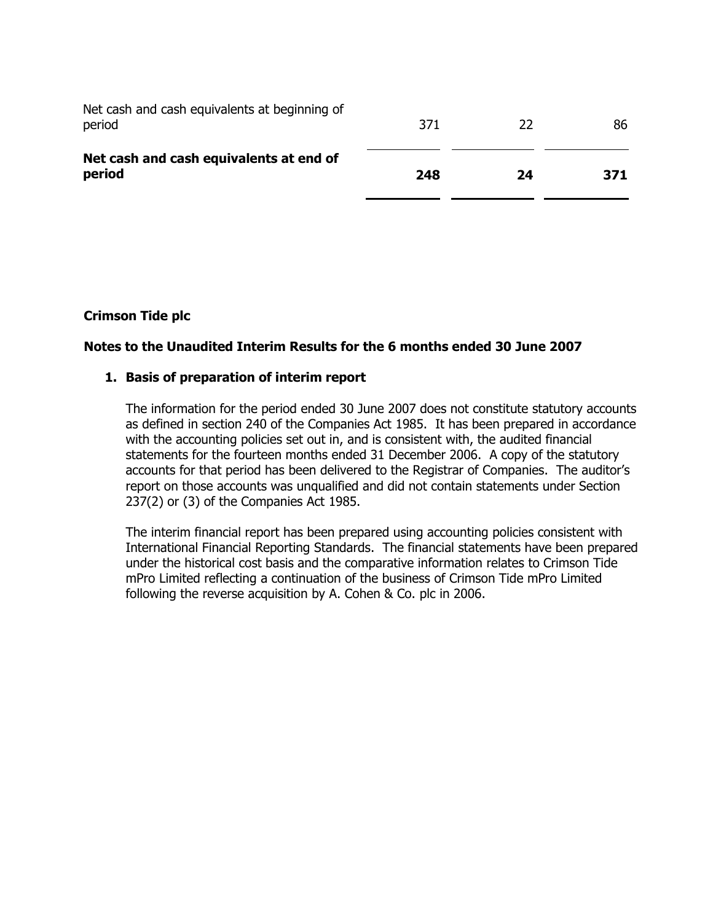| | | | |
|---|---|---|---|
| Net cash and cash equivalents at beginning of period | 371 | 22 | 86 |
| **Net cash and cash equivalents at end of period** | **248** | **24** | **371** |

**Crimson Tide plc**

**Notes to the Unaudited Interim Results for the 6 months ended 30 June 2007**

1. **Basis of preparation of interim report**

   The information for the period ended 30 June 2007 does not constitute statutory accounts as defined in section 240 of the Companies Act 1985. It has been prepared in accordance with the accounting policies set out in, and is consistent with, the audited financial statements for the fourteen months ended 31 December 2006. A copy of the statutory accounts for that period has been delivered to the Registrar of Companies. The auditor's report on those accounts was unqualified and did not contain statements under Section 237(2) or (3) of the Companies Act 1985.

   The interim financial report has been prepared using accounting policies consistent with International Financial Reporting Standards. The financial statements have been prepared under the historical cost basis and the comparative information relates to Crimson Tide mPro Limited reflecting a continuation of the business of Crimson Tide mPro Limited following the reverse acquisition by A. Cohen & Co. plc in 2006.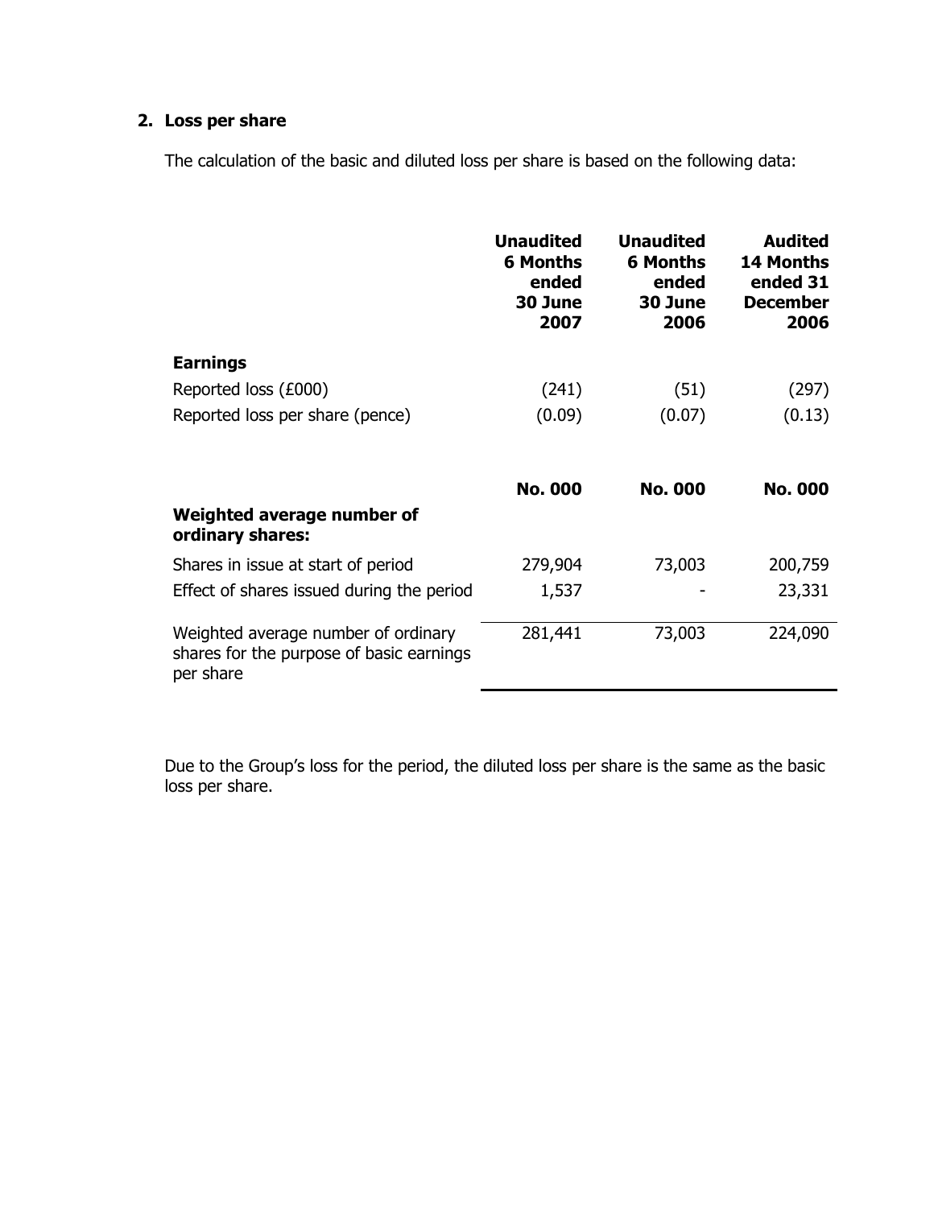## 2. Loss per share

The calculation of the basic and diluted loss per share is based on the following data:

| | Unaudited 6 Months ended 30 June 2007 | Unaudited 6 Months ended 30 June 2006 | Audited 14 Months ended 31 December 2006 |
|---|---|---|---|
| **Earnings** | | | |
| Reported loss (£000) | (241) | (51) | (297) |
| Reported loss per share (pence) | (0.09) | (0.07) | (0.13) |
| | **No. 000** | **No. 000** | **No. 000** |
| **Weighted average number of ordinary shares:** | | | |
| Shares in issue at start of period | 279,904 | 73,003 | 200,759 |
| Effect of shares issued during the period | 1,537 | - | 23,331 |
| Weighted average number of ordinary shares for the purpose of basic earnings per share | 281,441 | 73,003 | 224,090 |

Due to the Group's loss for the period, the diluted loss per share is the same as the basic loss per share.